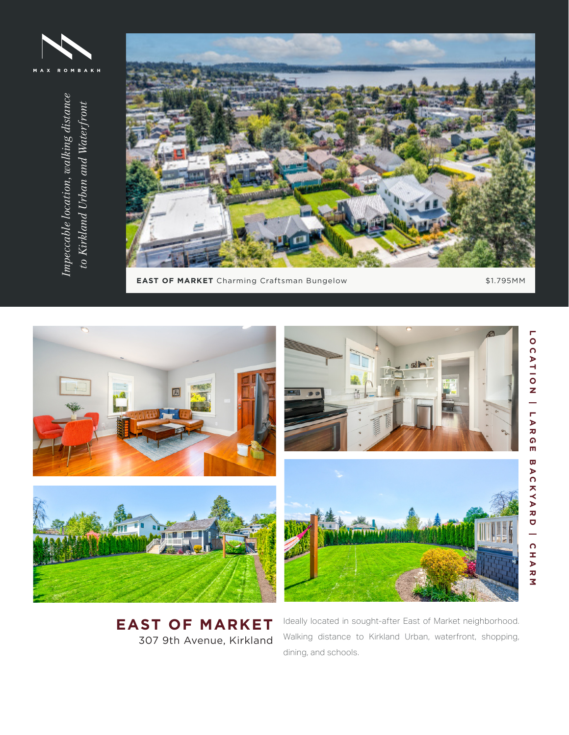MAX ROMBAKH

*Impeccable location, walking distance to Kirkland Urban and Waterfront*

**EAST OF MARKET** Charming Craftsman Bungelow

$1.795MM

LOCATION | LARGE BACKYARD | CHARM

# EAST OF MARKET

307 9th Avenue, Kirkland

Ideally located in sought-after East of Market neighborhood. Walking distance to Kirkland Urban, waterfront, shopping, dining, and schools.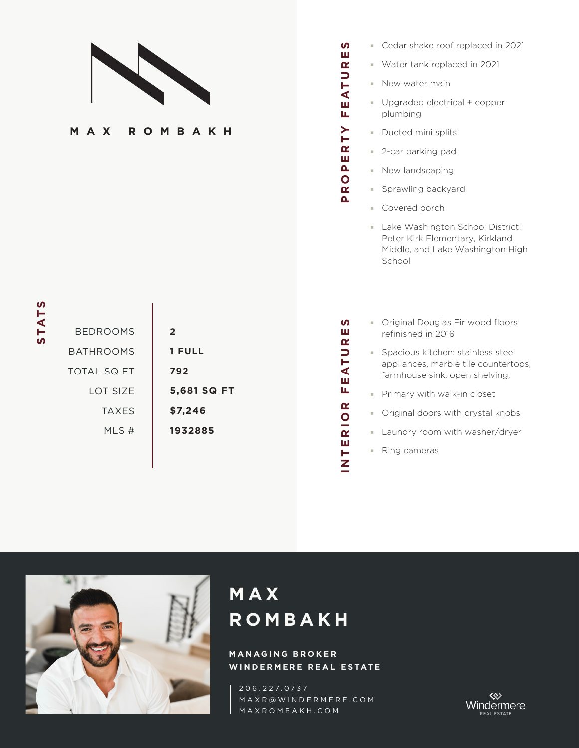MAX ROMBAKH

## PROPERTY FEATURES

- Cedar shake roof replaced in 2021
- Water tank replaced in 2021
- New water main
- Upgraded electrical + copper plumbing
- Ducted mini splits
- 2-car parking pad
- New landscaping
- Sprawling backyard
- Covered porch
- Lake Washington School District: Peter Kirk Elementary, Kirkland Middle, and Lake Washington High School

## STATS

| | |
|---|---|
| BEDROOMS | **2** |
| BATHROOMS | **1 FULL** |
| TOTAL SQ FT | **792** |
| LOT SIZE | **5,681 SQ FT** |
| TAXES | **$7,246** |
| MLS # | **1932885** |

## INTERIOR FEATURES

- Original Douglas Fir wood floors refinished in 2016
- Spacious kitchen: stainless steel appliances, marble tile countertops, farmhouse sink, open shelving,
- Primary with walk-in closet
- Original doors with crystal knobs
- Laundry room with washer/dryer
- Ring cameras

# MAX ROMBAKH

**MANAGING BROKER**
**WINDERMERE REAL ESTATE**

206.227.0737
MAXR@WINDERMERE.COM
MAXROMBAKH.COM

Windermere REAL ESTATE